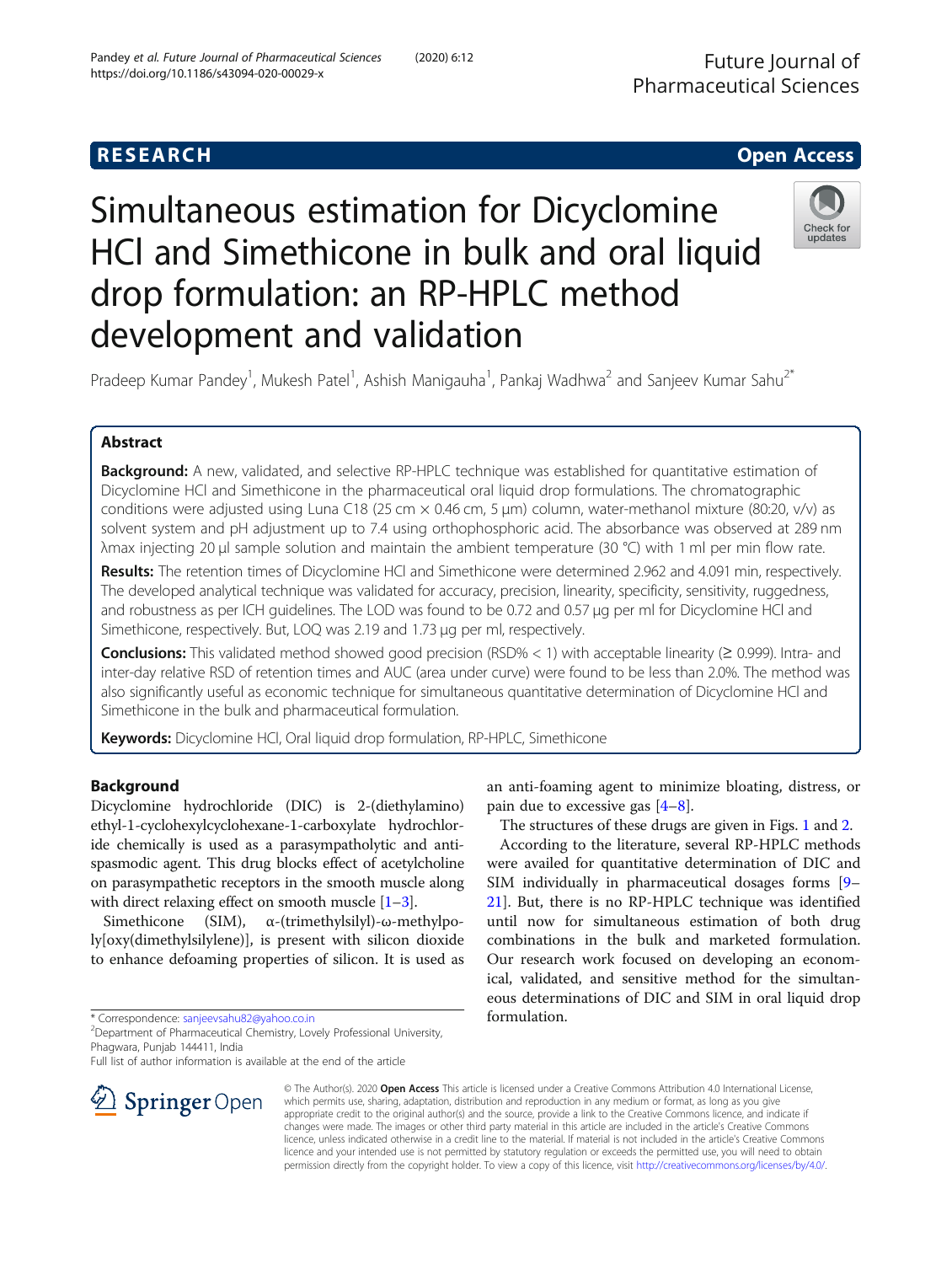# Simultaneous estimation for Dicyclomine HCl and Simethicone in bulk and oral liquid drop formulation: an RP-HPLC method development and validation

Pradeep Kumar Pandey[1], Mukesh Patel[1], Ashish Manigauha[1], Pankaj Wadhwa[2] and Sanjeev Kumar Sahu[2*]

## Abstract

**Background:** A new, validated, and selective RP-HPLC technique was established for quantitative estimation of Dicyclomine HCl and Simethicone in the pharmaceutical oral liquid drop formulations. The chromatographic conditions were adjusted using Luna C18 (25 cm × 0.46 cm, 5 μm) column, water-methanol mixture (80:20, v/v) as solvent system and pH adjustment up to 7.4 using orthophosphoric acid. The absorbance was observed at 289 nm λmax injecting 20 μl sample solution and maintain the ambient temperature (30 °C) with 1 ml per min flow rate.

**Results:** The retention times of Dicyclomine HCl and Simethicone were determined 2.962 and 4.091 min, respectively. The developed analytical technique was validated for accuracy, precision, linearity, specificity, sensitivity, ruggedness, and robustness as per ICH guidelines. The LOD was found to be 0.72 and 0.57 μg per ml for Dicyclomine HCl and Simethicone, respectively. But, LOQ was 2.19 and 1.73 μg per ml, respectively.

**Conclusions:** This validated method showed good precision (RSD% < 1) with acceptable linearity (≥ 0.999). Intra- and inter-day relative RSD of retention times and AUC (area under curve) were found to be less than 2.0%. The method was also significantly useful as economic technique for simultaneous quantitative determination of Dicyclomine HCl and Simethicone in the bulk and pharmaceutical formulation.

**Keywords:** Dicyclomine HCl, Oral liquid drop formulation, RP-HPLC, Simethicone

## Background

Dicyclomine hydrochloride (DIC) is 2-(diethylamino) ethyl-1-cyclohexylcyclohexane-1-carboxylate hydrochloride chemically is used as a parasympatholytic and antispasmodic agent. This drug blocks effect of acetylcholine on parasympathetic receptors in the smooth muscle along with direct relaxing effect on smooth muscle [1–3].

Simethicone (SIM), α-(trimethylsilyl)-ω-methylpoly[oxy(dimethylsilylene)], is present with silicon dioxide to enhance defoaming properties of silicon. It is used as an anti-foaming agent to minimize bloating, distress, or pain due to excessive gas [4–8].

The structures of these drugs are given in Figs. 1 and 2.

According to the literature, several RP-HPLC methods were availed for quantitative determination of DIC and SIM individually in pharmaceutical dosages forms [9–21]. But, there is no RP-HPLC technique was identified until now for simultaneous estimation of both drug combinations in the bulk and marketed formulation. Our research work focused on developing an economical, validated, and sensitive method for the simultaneous determinations of DIC and SIM in oral liquid drop formulation.

* Correspondence: sanjeevsahu82@yahoo.co.in
[2]Department of Pharmaceutical Chemistry, Lovely Professional University, Phagwara, Punjab 144411, India
Full list of author information is available at the end of the article

© The Author(s). 2020 **Open Access** This article is licensed under a Creative Commons Attribution 4.0 International License, which permits use, sharing, adaptation, distribution and reproduction in any medium or format, as long as you give appropriate credit to the original author(s) and the source, provide a link to the Creative Commons licence, and indicate if changes were made. The images or other third party material in this article are included in the article's Creative Commons licence, unless indicated otherwise in a credit line to the material. If material is not included in the article's Creative Commons licence and your intended use is not permitted by statutory regulation or exceeds the permitted use, you will need to obtain permission directly from the copyright holder. To view a copy of this licence, visit http://creativecommons.org/licenses/by/4.0/.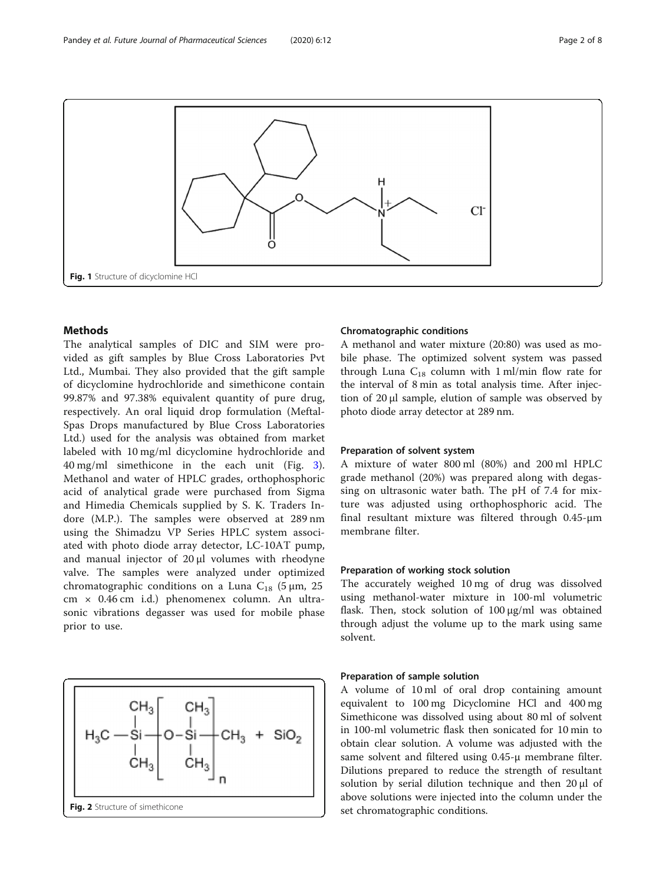Fig. 1 Structure of dicyclomine HCl

## Methods

The analytical samples of DIC and SIM were provided as gift samples by Blue Cross Laboratories Pvt Ltd., Mumbai. They also provided that the gift sample of dicyclomine hydrochloride and simethicone contain 99.87% and 97.38% equivalent quantity of pure drug, respectively. An oral liquid drop formulation (Meftal-Spas Drops manufactured by Blue Cross Laboratories Ltd.) used for the analysis was obtained from market labeled with 10 mg/ml dicyclomine hydrochloride and 40 mg/ml simethicone in the each unit (Fig. 3). Methanol and water of HPLC grades, orthophosphoric acid of analytical grade were purchased from Sigma and Himedia Chemicals supplied by S. K. Traders Indore (M.P.). The samples were observed at 289 nm using the Shimadzu VP Series HPLC system associated with photo diode array detector, LC-10AT pump, and manual injector of 20 μl volumes with rheodyne valve. The samples were analyzed under optimized chromatographic conditions on a Luna $C_{18}$ (5 μm, 25 cm × 0.46 cm i.d.) phenomenex column. An ultrasonic vibrations degasser was used for mobile phase prior to use.

Fig. 2 Structure of simethicone

### Chromatographic conditions

A methanol and water mixture (20:80) was used as mobile phase. The optimized solvent system was passed through Luna $C_{18}$ column with 1 ml/min flow rate for the interval of 8 min as total analysis time. After injection of 20 μl sample, elution of sample was observed by photo diode array detector at 289 nm.

### Preparation of solvent system

A mixture of water 800 ml (80%) and 200 ml HPLC grade methanol (20%) was prepared along with degassing on ultrasonic water bath. The pH of 7.4 for mixture was adjusted using orthophosphoric acid. The final resultant mixture was filtered through 0.45-μm membrane filter.

### Preparation of working stock solution

The accurately weighed 10 mg of drug was dissolved using methanol-water mixture in 100-ml volumetric flask. Then, stock solution of 100 μg/ml was obtained through adjust the volume up to the mark using same solvent.

### Preparation of sample solution

A volume of 10 ml of oral drop containing amount equivalent to 100 mg Dicyclomine HCl and 400 mg Simethicone was dissolved using about 80 ml of solvent in 100-ml volumetric flask then sonicated for 10 min to obtain clear solution. A volume was adjusted with the same solvent and filtered using 0.45-μ membrane filter. Dilutions prepared to reduce the strength of resultant solution by serial dilution technique and then 20 μl of above solutions were injected into the column under the set chromatographic conditions.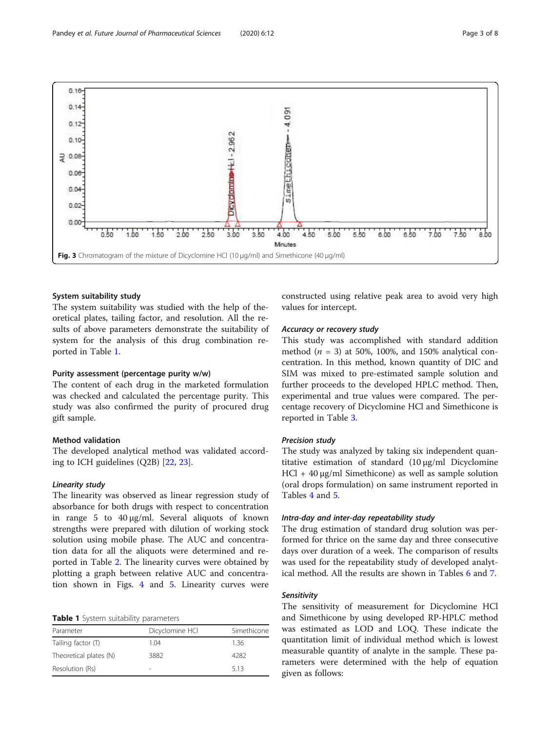Fig. 3 Chromatogram of the mixture of Dicyclomine HCl (10 μg/ml) and Simethicone (40 μg/ml)

### System suitability study

The system suitability was studied with the help of theoretical plates, tailing factor, and resolution. All the results of above parameters demonstrate the suitability of system for the analysis of this drug combination reported in Table 1.

### Purity assessment (percentage purity w/w)

The content of each drug in the marketed formulation was checked and calculated the percentage purity. This study was also confirmed the purity of procured drug gift sample.

### Method validation

The developed analytical method was validated according to ICH guidelines (Q2B) [22, 23].

#### *Linearity study*

The linearity was observed as linear regression study of absorbance for both drugs with respect to concentration in range 5 to 40 μg/ml. Several aliquots of known strengths were prepared with dilution of working stock solution using mobile phase. The AUC and concentration data for all the aliquots were determined and reported in Table 2. The linearity curves were obtained by plotting a graph between relative AUC and concentration shown in Figs. 4 and 5. Linearity curves were constructed using relative peak area to avoid very high values for intercept.

**Table 1** System suitability parameters

| Parameter | Dicyclomine HCl | Simethicone |
|---|---|---|
| Tailing factor (T) | 1.04 | 1.36 |
| Theoretical plates (N) | 3882 | 4282 |
| Resolution (Rs) | - | 5.13 |

#### *Accuracy or recovery study*

This study was accomplished with standard addition method ($n = 3$) at 50%, 100%, and 150% analytical concentration. In this method, known quantity of DIC and SIM was mixed to pre-estimated sample solution and further proceeds to the developed HPLC method. Then, experimental and true values were compared. The percentage recovery of Dicyclomine HCl and Simethicone is reported in Table 3.

#### *Precision study*

The study was analyzed by taking six independent quantitative estimation of standard (10 μg/ml Dicyclomine HCl + 40 μg/ml Simethicone) as well as sample solution (oral drops formulation) on same instrument reported in Tables 4 and 5.

#### *Intra-day and inter-day repeatability study*

The drug estimation of standard drug solution was performed for thrice on the same day and three consecutive days over duration of a week. The comparison of results was used for the repeatability study of developed analytical method. All the results are shown in Tables 6 and 7.

#### *Sensitivity*

The sensitivity of measurement for Dicyclomine HCl and Simethicone by using developed RP-HPLC method was estimated as LOD and LOQ. These indicate the quantitation limit of individual method which is lowest measurable quantity of analyte in the sample. These parameters were determined with the help of equation given as follows: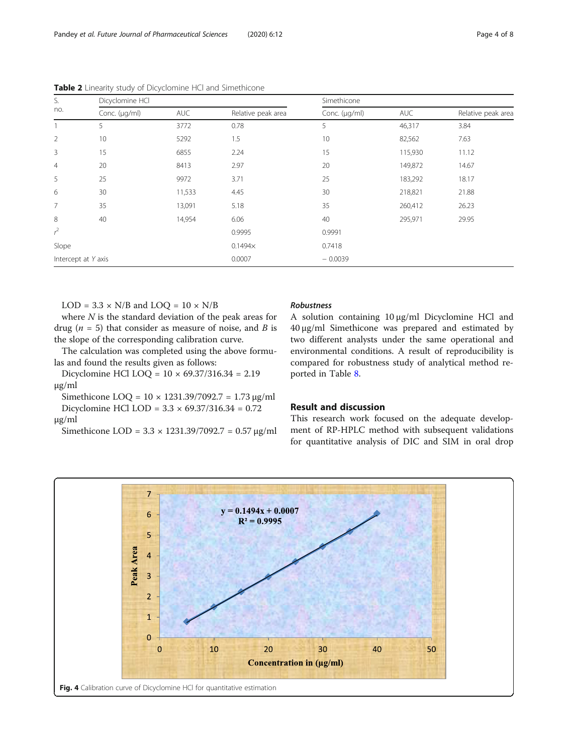**Table 2** Linearity study of Dicyclomine HCl and Simethicone

| S. no. | Dicyclomine HCl | | | Simethicone | | |
|---|---|---|---|---|---|---|
| | Conc. (μg/ml) | AUC | Relative peak area | Conc. (μg/ml) | AUC | Relative peak area |
| 1 | 5 | 3772 | 0.78 | 5 | 46,317 | 3.84 |
| 2 | 10 | 5292 | 1.5 | 10 | 82,562 | 7.63 |
| 3 | 15 | 6855 | 2.24 | 15 | 115,930 | 11.12 |
| 4 | 20 | 8413 | 2.97 | 20 | 149,872 | 14.67 |
| 5 | 25 | 9972 | 3.71 | 25 | 183,292 | 18.17 |
| 6 | 30 | 11,533 | 4.45 | 30 | 218,821 | 21.88 |
| 7 | 35 | 13,091 | 5.18 | 35 | 260,412 | 26.23 |
| 8 | 40 | 14,954 | 6.06 | 40 | 295,971 | 29.95 |
| $r^2$ | | | 0.9995 | 0.9991 | | |
| Slope | | | 0.1494× | 0.7418 | | |
| Intercept at *Y* axis | | | 0.0007 | − 0.0039 | | |

LOD = 3.3 × N/B and LOQ = 10 × N/B

where *N* is the standard deviation of the peak areas for drug ($n = 5$) that consider as measure of noise, and *B* is the slope of the corresponding calibration curve.

The calculation was completed using the above formulas and found the results given as follows:

Dicyclomine HCl LOQ = 10 × 69.37/316.34 = 2.19 μg/ml

Simethicone LOQ = 10 × 1231.39/7092.7 = 1.73 μg/ml

Dicyclomine HCl LOD = 3.3 × 69.37/316.34 = 0.72 μg/ml

Simethicone LOD = 3.3 × 1231.39/7092.7 = 0.57 μg/ml

### *Robustness*

A solution containing 10 μg/ml Dicyclomine HCl and 40 μg/ml Simethicone was prepared and estimated by two different analysts under the same operational and environmental conditions. A result of reproducibility is compared for robustness study of analytical method reported in Table 8.

## Result and discussion

This research work focused on the adequate development of RP-HPLC method with subsequent validations for quantitative analysis of DIC and SIM in oral drop

**Fig. 4** Calibration curve of Dicyclomine HCl for quantitative estimation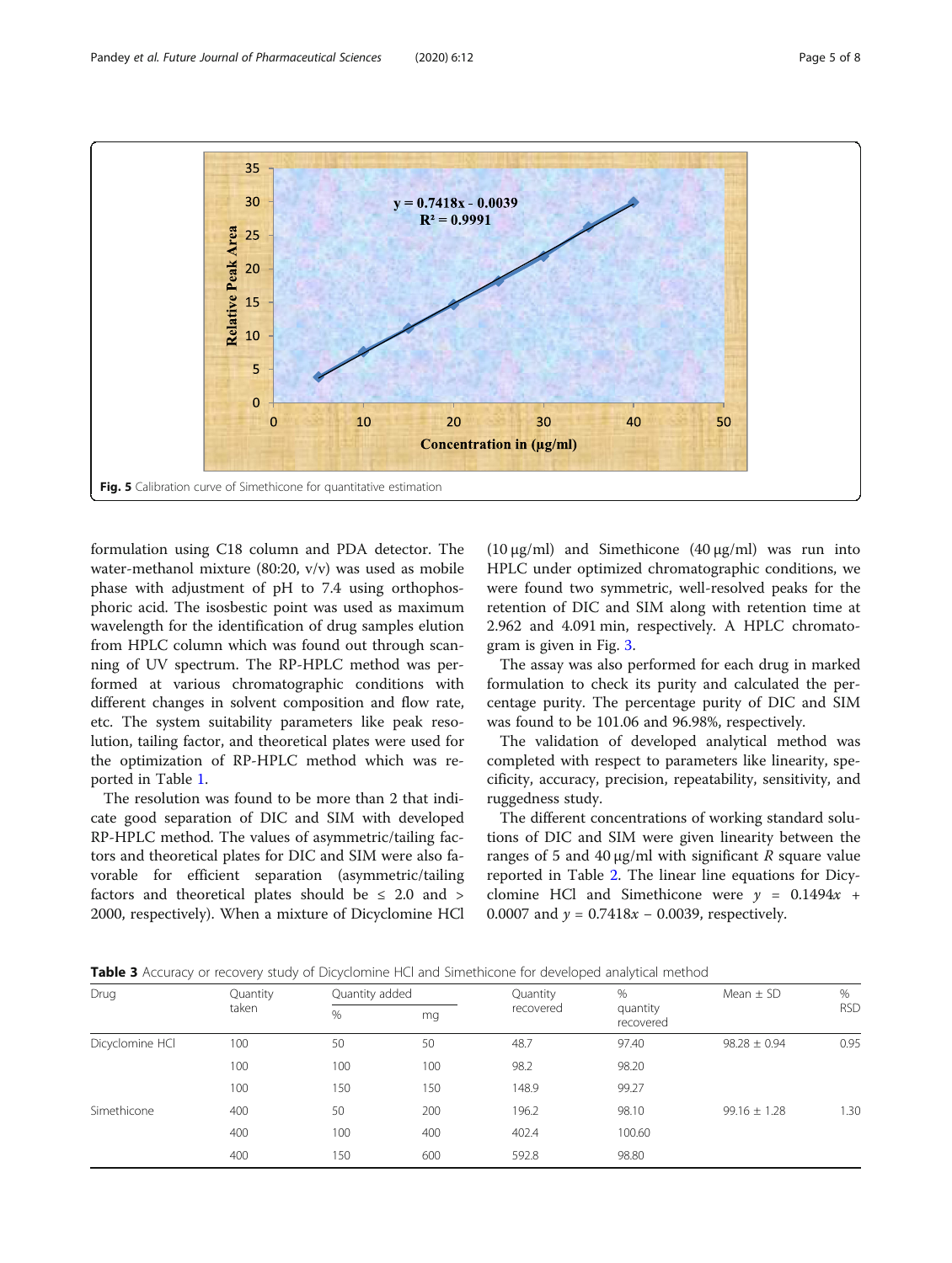Fig. 5 Calibration curve of Simethicone for quantitative estimation

formulation using C18 column and PDA detector. The water-methanol mixture (80:20, v/v) was used as mobile phase with adjustment of pH to 7.4 using orthophosphoric acid. The isosbestic point was used as maximum wavelength for the identification of drug samples elution from HPLC column which was found out through scanning of UV spectrum. The RP-HPLC method was performed at various chromatographic conditions with different changes in solvent composition and flow rate, etc. The system suitability parameters like peak resolution, tailing factor, and theoretical plates were used for the optimization of RP-HPLC method which was reported in Table 1.

The resolution was found to be more than 2 that indicate good separation of DIC and SIM with developed RP-HPLC method. The values of asymmetric/tailing factors and theoretical plates for DIC and SIM were also favorable for efficient separation (asymmetric/tailing factors and theoretical plates should be ≤ 2.0 and > 2000, respectively). When a mixture of Dicyclomine HCl (10 μg/ml) and Simethicone (40 μg/ml) was run into HPLC under optimized chromatographic conditions, we were found two symmetric, well-resolved peaks for the retention of DIC and SIM along with retention time at 2.962 and 4.091 min, respectively. A HPLC chromatogram is given in Fig. 3.

The assay was also performed for each drug in marked formulation to check its purity and calculated the percentage purity. The percentage purity of DIC and SIM was found to be 101.06 and 96.98%, respectively.

The validation of developed analytical method was completed with respect to parameters like linearity, specificity, accuracy, precision, repeatability, sensitivity, and ruggedness study.

The different concentrations of working standard solutions of DIC and SIM were given linearity between the ranges of 5 and 40 μg/ml with significant $R$ square value reported in Table 2. The linear line equations for Dicyclomine HCl and Simethicone were $y = 0.1494x + 0.0007$ and $y = 0.7418x - 0.0039$, respectively.

**Table 3** Accuracy or recovery study of Dicyclomine HCl and Simethicone for developed analytical method

| Drug | Quantity taken | Quantity added | | Quantity recovered | % quantity recovered | Mean ± SD | % RSD |
|---|---|---|---|---|---|---|---|
| | | % | mg | | | | |
| Dicyclomine HCl | 100 | 50 | 50 | 48.7 | 97.40 | 98.28 ± 0.94 | 0.95 |
| | 100 | 100 | 100 | 98.2 | 98.20 | | |
| | 100 | 150 | 150 | 148.9 | 99.27 | | |
| Simethicone | 400 | 50 | 200 | 196.2 | 98.10 | 99.16 ± 1.28 | 1.30 |
| | 400 | 100 | 400 | 402.4 | 100.60 | | |
| | 400 | 150 | 600 | 592.8 | 98.80 | | |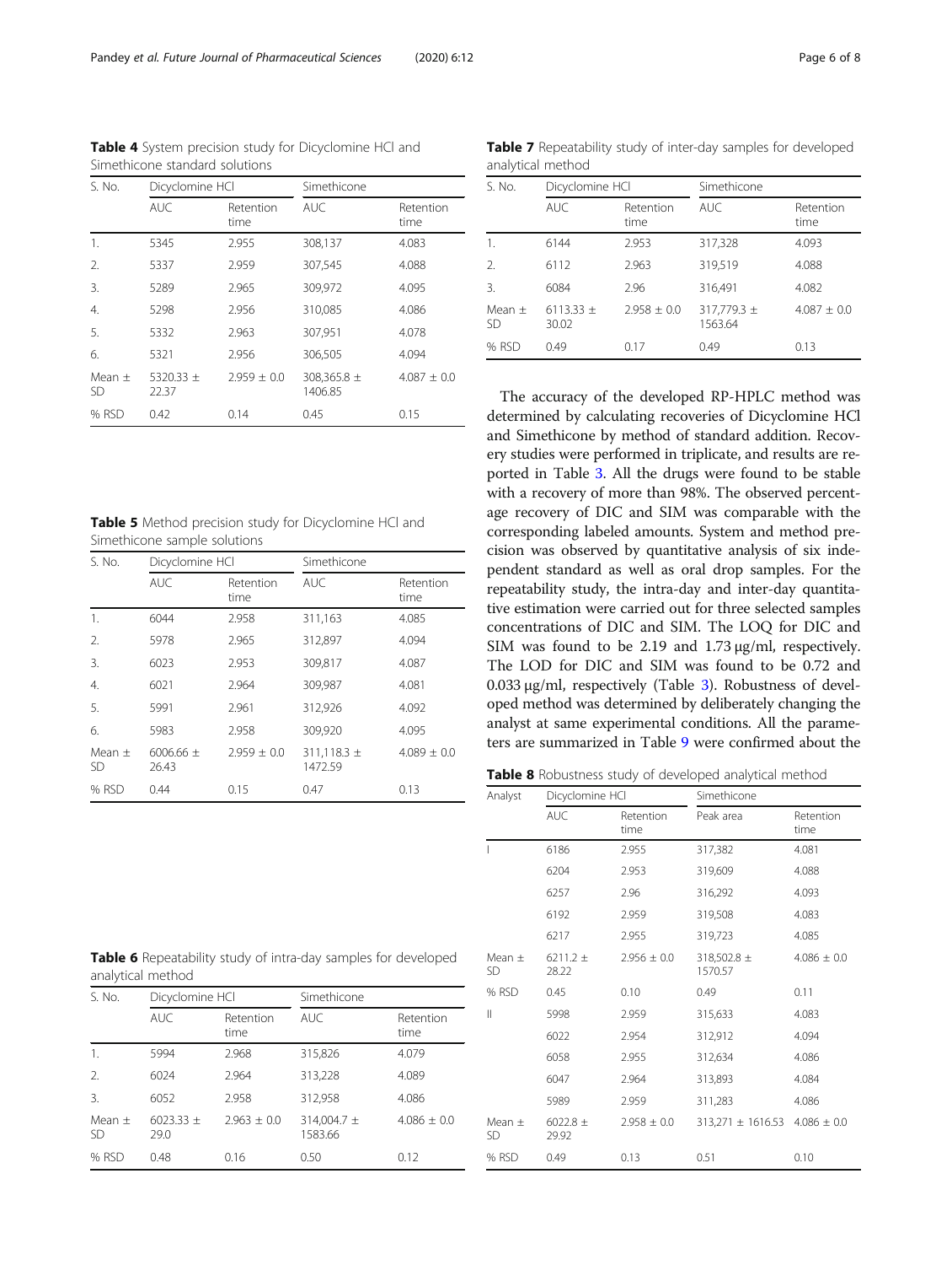**Table 4** System precision study for Dicyclomine HCl and Simethicone standard solutions

| S. No. | Dicyclomine HCl | | Simethicone | |
|---|---|---|---|---|
| | AUC | Retention time | AUC | Retention time |
| 1. | 5345 | 2.955 | 308,137 | 4.083 |
| 2. | 5337 | 2.959 | 307,545 | 4.088 |
| 3. | 5289 | 2.965 | 309,972 | 4.095 |
| 4. | 5298 | 2.956 | 310,085 | 4.086 |
| 5. | 5332 | 2.963 | 307,951 | 4.078 |
| 6. | 5321 | 2.956 | 306,505 | 4.094 |
| Mean ± SD | 5320.33 ± 22.37 | 2.959 ± 0.0 | 308,365.8 ± 1406.85 | 4.087 ± 0.0 |
| % RSD | 0.42 | 0.14 | 0.45 | 0.15 |

**Table 5** Method precision study for Dicyclomine HCl and Simethicone sample solutions

| S. No. | Dicyclomine HCl | | Simethicone | |
|---|---|---|---|---|
| | AUC | Retention time | AUC | Retention time |
| 1. | 6044 | 2.958 | 311,163 | 4.085 |
| 2. | 5978 | 2.965 | 312,897 | 4.094 |
| 3. | 6023 | 2.953 | 309,817 | 4.087 |
| 4. | 6021 | 2.964 | 309,987 | 4.081 |
| 5. | 5991 | 2.961 | 312,926 | 4.092 |
| 6. | 5983 | 2.958 | 309,920 | 4.095 |
| Mean ± SD | 6006.66 ± 26.43 | 2.959 ± 0.0 | 311,118.3 ± 1472.59 | 4.089 ± 0.0 |
| % RSD | 0.44 | 0.15 | 0.47 | 0.13 |

**Table 6** Repeatability study of intra-day samples for developed analytical method

| S. No. | Dicyclomine HCl | | Simethicone | |
|---|---|---|---|---|
| | AUC | Retention time | AUC | Retention time |
| 1. | 5994 | 2.968 | 315,826 | 4.079 |
| 2. | 6024 | 2.964 | 313,228 | 4.089 |
| 3. | 6052 | 2.958 | 312,958 | 4.086 |
| Mean ± SD | 6023.33 ± 29.0 | 2.963 ± 0.0 | 314,004.7 ± 1583.66 | 4.086 ± 0.0 |
| % RSD | 0.48 | 0.16 | 0.50 | 0.12 |

**Table 7** Repeatability study of inter-day samples for developed analytical method

| S. No. | Dicyclomine HCl | | Simethicone | |
|---|---|---|---|---|
| | AUC | Retention time | AUC | Retention time |
| 1. | 6144 | 2.953 | 317,328 | 4.093 |
| 2. | 6112 | 2.963 | 319,519 | 4.088 |
| 3. | 6084 | 2.96 | 316,491 | 4.082 |
| Mean ± SD | 6113.33 ± 30.02 | 2.958 ± 0.0 | 317,779.3 ± 1563.64 | 4.087 ± 0.0 |
| % RSD | 0.49 | 0.17 | 0.49 | 0.13 |

The accuracy of the developed RP-HPLC method was determined by calculating recoveries of Dicyclomine HCl and Simethicone by method of standard addition. Recovery studies were performed in triplicate, and results are reported in Table 3. All the drugs were found to be stable with a recovery of more than 98%. The observed percentage recovery of DIC and SIM was comparable with the corresponding labeled amounts. System and method precision was observed by quantitative analysis of six independent standard as well as oral drop samples. For the repeatability study, the intra-day and inter-day quantitative estimation were carried out for three selected samples concentrations of DIC and SIM. The LOQ for DIC and SIM was found to be 2.19 and 1.73 μg/ml, respectively. The LOD for DIC and SIM was found to be 0.72 and 0.033 μg/ml, respectively (Table 3). Robustness of developed method was determined by deliberately changing the analyst at same experimental conditions. All the parameters are summarized in Table 9 were confirmed about the

**Table 8** Robustness study of developed analytical method

| Analyst | Dicyclomine HCl | | Simethicone | |
|---|---|---|---|---|
| | AUC | Retention time | Peak area | Retention time |
| I | 6186 | 2.955 | 317,382 | 4.081 |
| | 6204 | 2.953 | 319,609 | 4.088 |
| | 6257 | 2.96 | 316,292 | 4.093 |
| | 6192 | 2.959 | 319,508 | 4.083 |
| | 6217 | 2.955 | 319,723 | 4.085 |
| Mean ± SD | 6211.2 ± 28.22 | 2.956 ± 0.0 | 318,502.8 ± 1570.57 | 4.086 ± 0.0 |
| % RSD | 0.45 | 0.10 | 0.49 | 0.11 |
| II | 5998 | 2.959 | 315,633 | 4.083 |
| | 6022 | 2.954 | 312,912 | 4.094 |
| | 6058 | 2.955 | 312,634 | 4.086 |
| | 6047 | 2.964 | 313,893 | 4.084 |
| | 5989 | 2.959 | 311,283 | 4.086 |
| Mean ± SD | 6022.8 ± 29.92 | 2.958 ± 0.0 | 313,271 ± 1616.53 | 4.086 ± 0.0 |
| % RSD | 0.49 | 0.13 | 0.51 | 0.10 |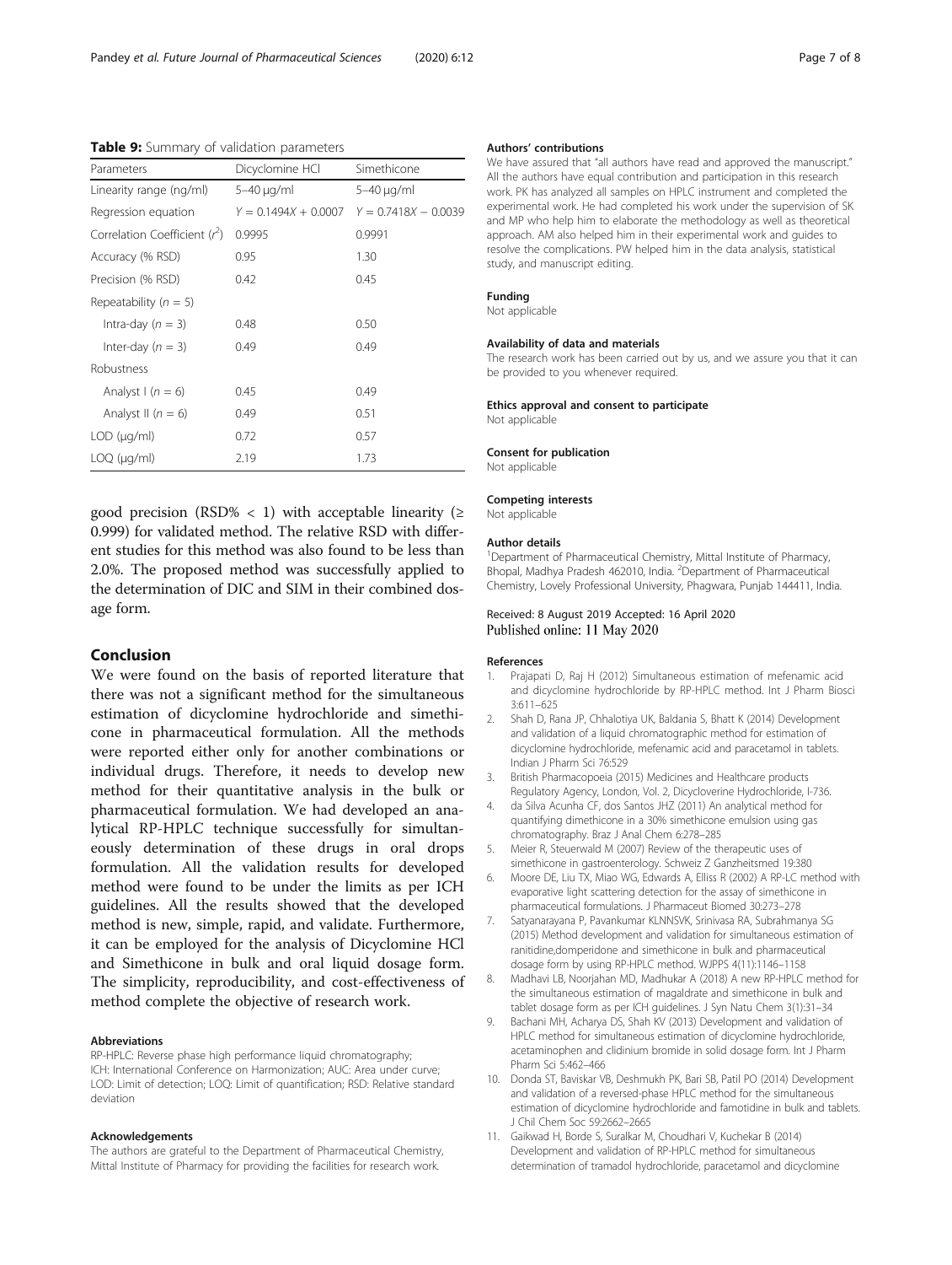**Table 9:** Summary of validation parameters

| Parameters | Dicyclomine HCl | Simethicone |
|---|---|---|
| Linearity range (ng/ml) | 5–40 μg/ml | 5–40 μg/ml |
| Regression equation | $Y = 0.1494X + 0.0007$ | $Y = 0.7418X - 0.0039$ |
| Correlation Coefficient ($r^2$) | 0.9995 | 0.9991 |
| Accuracy (% RSD) | 0.95 | 1.30 |
| Precision (% RSD) | 0.42 | 0.45 |
| Repeatability ($n = 5$) | | |
| Intra-day ($n = 3$) | 0.48 | 0.50 |
| Inter-day ($n = 3$) | 0.49 | 0.49 |
| Robustness | | |
| Analyst I ($n = 6$) | 0.45 | 0.49 |
| Analyst II ($n = 6$) | 0.49 | 0.51 |
| LOD (μg/ml) | 0.72 | 0.57 |
| LOQ (μg/ml) | 2.19 | 1.73 |

good precision (RSD% < 1) with acceptable linearity (≥ 0.999) for validated method. The relative RSD with different studies for this method was also found to be less than 2.0%. The proposed method was successfully applied to the determination of DIC and SIM in their combined dosage form.

## Conclusion

We were found on the basis of reported literature that there was not a significant method for the simultaneous estimation of dicyclomine hydrochloride and simethicone in pharmaceutical formulation. All the methods were reported either only for another combinations or individual drugs. Therefore, it needs to develop new method for their quantitative analysis in the bulk or pharmaceutical formulation. We had developed an analytical RP-HPLC technique successfully for simultaneously determination of these drugs in oral drops formulation. All the validation results for developed method were found to be under the limits as per ICH guidelines. All the results showed that the developed method is new, simple, rapid, and validate. Furthermore, it can be employed for the analysis of Dicyclomine HCl and Simethicone in bulk and oral liquid dosage form. The simplicity, reproducibility, and cost-effectiveness of method complete the objective of research work.

#### Abbreviations

RP-HPLC: Reverse phase high performance liquid chromatography; ICH: International Conference on Harmonization; AUC: Area under curve; LOD: Limit of detection; LOQ: Limit of quantification; RSD: Relative standard deviation

#### Acknowledgements

The authors are grateful to the Department of Pharmaceutical Chemistry, Mittal Institute of Pharmacy for providing the facilities for research work.

#### Authors' contributions

We have assured that "all authors have read and approved the manuscript." All the authors have equal contribution and participation in this research work. PK has analyzed all samples on HPLC instrument and completed the experimental work. He had completed his work under the supervision of SK and MP who help him to elaborate the methodology as well as theoretical approach. AM also helped him in their experimental work and guides to resolve the complications. PW helped him in the data analysis, statistical study, and manuscript editing.

#### Funding

Not applicable

#### Availability of data and materials

The research work has been carried out by us, and we assure you that it can be provided to you whenever required.

#### Ethics approval and consent to participate

Not applicable

#### Consent for publication

Not applicable

#### Competing interests

Not applicable

#### Author details

[1]Department of Pharmaceutical Chemistry, Mittal Institute of Pharmacy, Bhopal, Madhya Pradesh 462010, India. [2]Department of Pharmaceutical Chemistry, Lovely Professional University, Phagwara, Punjab 144411, India.

Received: 8 August 2019 Accepted: 16 April 2020
Published online: 11 May 2020

#### References

1. Prajapati D, Raj H (2012) Simultaneous estimation of mefenamic acid and dicyclomine hydrochloride by RP-HPLC method. Int J Pharm Biosci 3:611–625
2. Shah D, Rana JP, Chhalotiya UK, Baldania S, Bhatt K (2014) Development and validation of a liquid chromatographic method for estimation of dicyclomine hydrochloride, mefenamic acid and paracetamol in tablets. Indian J Pharm Sci 76:529
3. British Pharmacopoeia (2015) Medicines and Healthcare products Regulatory Agency, London, Vol. 2, Dicycloverine Hydrochloride, I-736.
4. da Silva Acunha CF, dos Santos JHZ (2011) An analytical method for quantifying dimethicone in a 30% simethicone emulsion using gas chromatography. Braz J Anal Chem 6:278–285
5. Meier R, Steuerwald M (2007) Review of the therapeutic uses of simethicone in gastroenterology. Schweiz Z Ganzheitsmed 19:380
6. Moore DE, Liu TX, Miao WG, Edwards A, Elliss R (2002) A RP-LC method with evaporative light scattering detection for the assay of simethicone in pharmaceutical formulations. J Pharmaceut Biomed 30:273–278
7. Satyanarayana P, Pavankumar KLNNSVK, Srinivasa RA, Subrahmanya SG (2015) Method development and validation for simultaneous estimation of ranitidine,domperidone and simethicone in bulk and pharmaceutical dosage form by using RP-HPLC method. WJPPS 4(11):1146–1158
8. Madhavi LB, Noorjahan MD, Madhukar A (2018) A new RP-HPLC method for the simultaneous estimation of magaldrate and simethicone in bulk and tablet dosage form as per ICH guidelines. J Syn Natu Chem 3(1):31–34
9. Bachani MH, Acharya DS, Shah KV (2013) Development and validation of HPLC method for simultaneous estimation of dicyclomine hydrochloride, acetaminophen and clidinium bromide in solid dosage form. Int J Pharm Pharm Sci 5:462–466
10. Donda ST, Baviskar VB, Deshmukh PK, Bari SB, Patil PO (2014) Development and validation of a reversed-phase HPLC method for the simultaneous estimation of dicyclomine hydrochloride and famotidine in bulk and tablets. J Chil Chem Soc 59:2662–2665
11. Gaikwad H, Borde S, Suralkar M, Choudhari V, Kuchekar B (2014) Development and validation of RP-HPLC method for simultaneous determination of tramadol hydrochloride, paracetamol and dicyclomine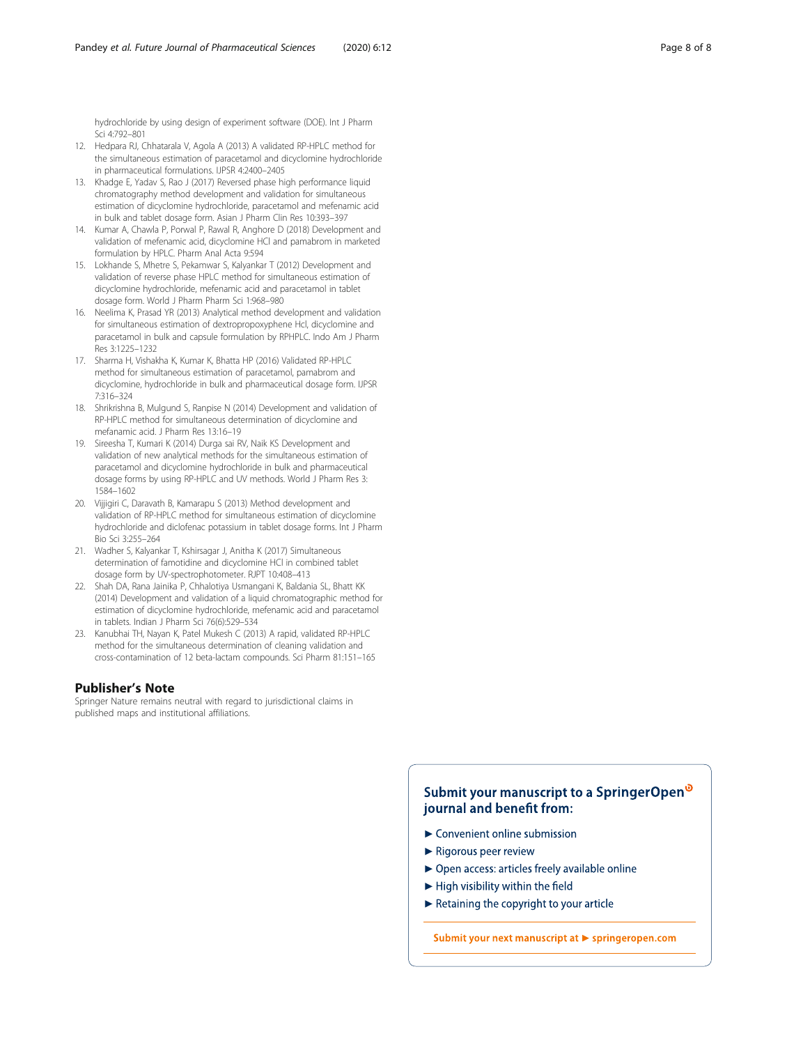hydrochloride by using design of experiment software (DOE). Int J Pharm Sci 4:792–801

12. Hedpara RJ, Chhatarala V, Agola A (2013) A validated RP-HPLC method for the simultaneous estimation of paracetamol and dicyclomine hydrochloride in pharmaceutical formulations. IJPSR 4:2400–2405
13. Khadge E, Yadav S, Rao J (2017) Reversed phase high performance liquid chromatography method development and validation for simultaneous estimation of dicyclomine hydrochloride, paracetamol and mefenamic acid in bulk and tablet dosage form. Asian J Pharm Clin Res 10:393–397
14. Kumar A, Chawla P, Porwal P, Rawal R, Anghore D (2018) Development and validation of mefenamic acid, dicyclomine HCl and pamabrom in marketed formulation by HPLC. Pharm Anal Acta 9:594
15. Lokhande S, Mhetre S, Pekamwar S, Kalyankar T (2012) Development and validation of reverse phase HPLC method for simultaneous estimation of dicyclomine hydrochloride, mefenamic acid and paracetamol in tablet dosage form. World J Pharm Pharm Sci 1:968–980
16. Neelima K, Prasad YR (2013) Analytical method development and validation for simultaneous estimation of dextropropoxyphene Hcl, dicyclomine and paracetamol in bulk and capsule formulation by RPHPLC. Indo Am J Pharm Res 3:1225–1232
17. Sharma H, Vishakha K, Kumar K, Bhatta HP (2016) Validated RP-HPLC method for simultaneous estimation of paracetamol, pamabrom and dicyclomine, hydrochloride in bulk and pharmaceutical dosage form. IJPSR 7:316–324
18. Shrikrishna B, Mulgund S, Ranpise N (2014) Development and validation of RP-HPLC method for simultaneous determination of dicyclomine and mefanamic acid. J Pharm Res 13:16–19
19. Sireesha T, Kumari K (2014) Durga sai RV, Naik KS Development and validation of new analytical methods for the simultaneous estimation of paracetamol and dicyclomine hydrochloride in bulk and pharmaceutical dosage forms by using RP-HPLC and UV methods. World J Pharm Res 3: 1584–1602
20. Vijjigiri C, Daravath B, Kamarapu S (2013) Method development and validation of RP-HPLC method for simultaneous estimation of dicyclomine hydrochloride and diclofenac potassium in tablet dosage forms. Int J Pharm Bio Sci 3:255–264
21. Wadher S, Kalyankar T, Kshirsagar J, Anitha K (2017) Simultaneous determination of famotidine and dicyclomine HCl in combined tablet dosage form by UV-spectrophotometer. RJPT 10:408–413
22. Shah DA, Rana Jainika P, Chhalotiya Usmangani K, Baldania SL, Bhatt KK (2014) Development and validation of a liquid chromatographic method for estimation of dicyclomine hydrochloride, mefenamic acid and paracetamol in tablets. Indian J Pharm Sci 76(6):529–534
23. Kanubhai TH, Nayan K, Patel Mukesh C (2013) A rapid, validated RP-HPLC method for the simultaneous determination of cleaning validation and cross-contamination of 12 beta-lactam compounds. Sci Pharm 81:151–165

## Publisher's Note

Springer Nature remains neutral with regard to jurisdictional claims in published maps and institutional affiliations.

**Submit your manuscript to a SpringerOpen journal and benefit from:**

- ► Convenient online submission
- ► Rigorous peer review
- ► Open access: articles freely available online
- ► High visibility within the field
- ► Retaining the copyright to your article

**Submit your next manuscript at ► springeropen.com**